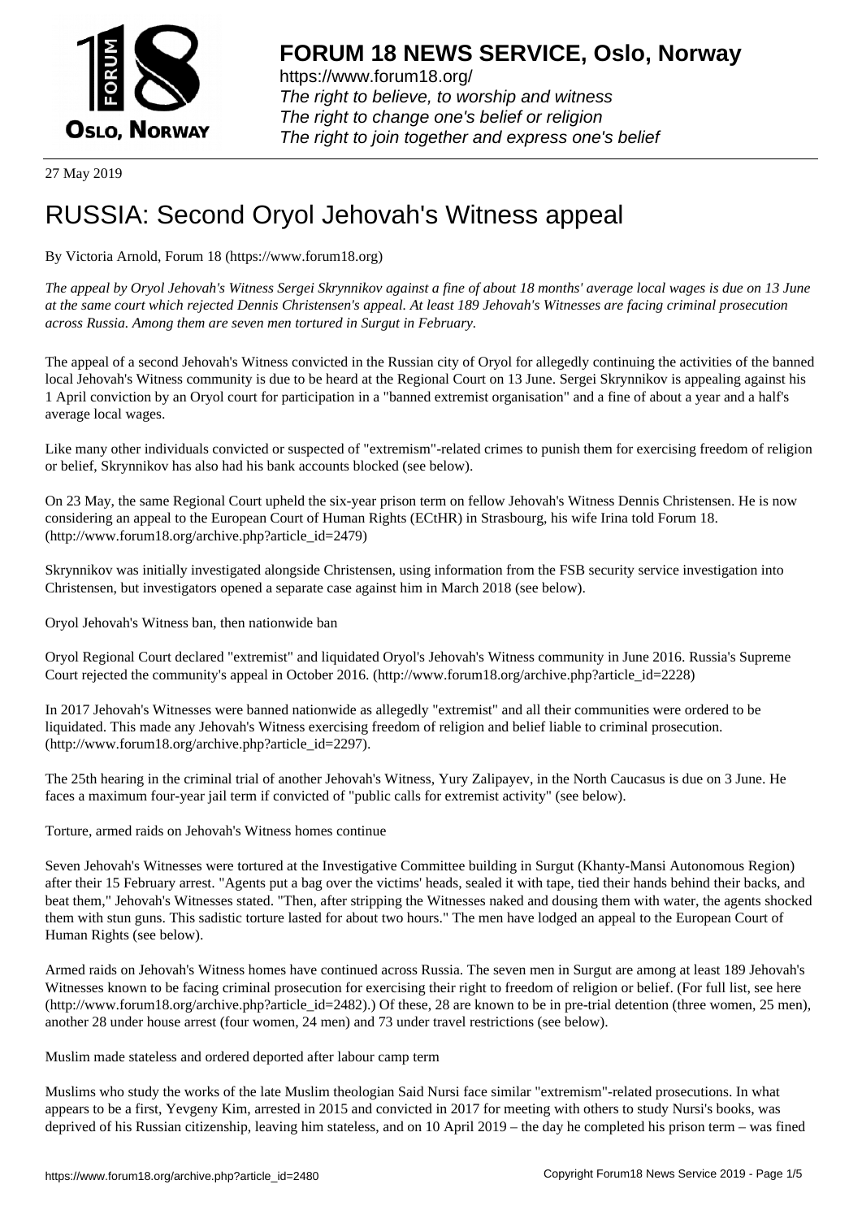# FORUM 18 NEWS SERVICE, Oslo, Norway

https://www.forum18.org/
*The right to believe, to worship and witness*
*The right to change one's belief or religion*
*The right to join together and express one's belief*

27 May 2019

# RUSSIA: Second Oryol Jehovah's Witness appeal

By Victoria Arnold, Forum 18 (https://www.forum18.org)

*The appeal by Oryol Jehovah's Witness Sergei Skrynnikov against a fine of about 18 months' average local wages is due on 13 June at the same court which rejected Dennis Christensen's appeal. At least 189 Jehovah's Witnesses are facing criminal prosecution across Russia. Among them are seven men tortured in Surgut in February.*

The appeal of a second Jehovah's Witness convicted in the Russian city of Oryol for allegedly continuing the activities of the banned local Jehovah's Witness community is due to be heard at the Regional Court on 13 June. Sergei Skrynnikov is appealing against his 1 April conviction by an Oryol court for participation in a "banned extremist organisation" and a fine of about a year and a half's average local wages.

Like many other individuals convicted or suspected of "extremism"-related crimes to punish them for exercising freedom of religion or belief, Skrynnikov has also had his bank accounts blocked (see below).

On 23 May, the same Regional Court upheld the six-year prison term on fellow Jehovah's Witness Dennis Christensen. He is now considering an appeal to the European Court of Human Rights (ECtHR) in Strasbourg, his wife Irina told Forum 18. (http://www.forum18.org/archive.php?article_id=2479)

Skrynnikov was initially investigated alongside Christensen, using information from the FSB security service investigation into Christensen, but investigators opened a separate case against him in March 2018 (see below).

Oryol Jehovah's Witness ban, then nationwide ban

Oryol Regional Court declared "extremist" and liquidated Oryol's Jehovah's Witness community in June 2016. Russia's Supreme Court rejected the community's appeal in October 2016. (http://www.forum18.org/archive.php?article_id=2228)

In 2017 Jehovah's Witnesses were banned nationwide as allegedly "extremist" and all their communities were ordered to be liquidated. This made any Jehovah's Witness exercising freedom of religion and belief liable to criminal prosecution. (http://www.forum18.org/archive.php?article_id=2297).

The 25th hearing in the criminal trial of another Jehovah's Witness, Yury Zalipayev, in the North Caucasus is due on 3 June. He faces a maximum four-year jail term if convicted of "public calls for extremist activity" (see below).

Torture, armed raids on Jehovah's Witness homes continue

Seven Jehovah's Witnesses were tortured at the Investigative Committee building in Surgut (Khanty-Mansi Autonomous Region) after their 15 February arrest. "Agents put a bag over the victims' heads, sealed it with tape, tied their hands behind their backs, and beat them," Jehovah's Witnesses stated. "Then, after stripping the Witnesses naked and dousing them with water, the agents shocked them with stun guns. This sadistic torture lasted for about two hours." The men have lodged an appeal to the European Court of Human Rights (see below).

Armed raids on Jehovah's Witness homes have continued across Russia. The seven men in Surgut are among at least 189 Jehovah's Witnesses known to be facing criminal prosecution for exercising their right to freedom of religion or belief. (For full list, see here (http://www.forum18.org/archive.php?article_id=2482).) Of these, 28 are known to be in pre-trial detention (three women, 25 men), another 28 under house arrest (four women, 24 men) and 73 under travel restrictions (see below).

Muslim made stateless and ordered deported after labour camp term

Muslims who study the works of the late Muslim theologian Said Nursi face similar "extremism"-related prosecutions. In what appears to be a first, Yevgeny Kim, arrested in 2015 and convicted in 2017 for meeting with others to study Nursi's books, was deprived of his Russian citizenship, leaving him stateless, and on 10 April 2019 – the day he completed his prison term – was fined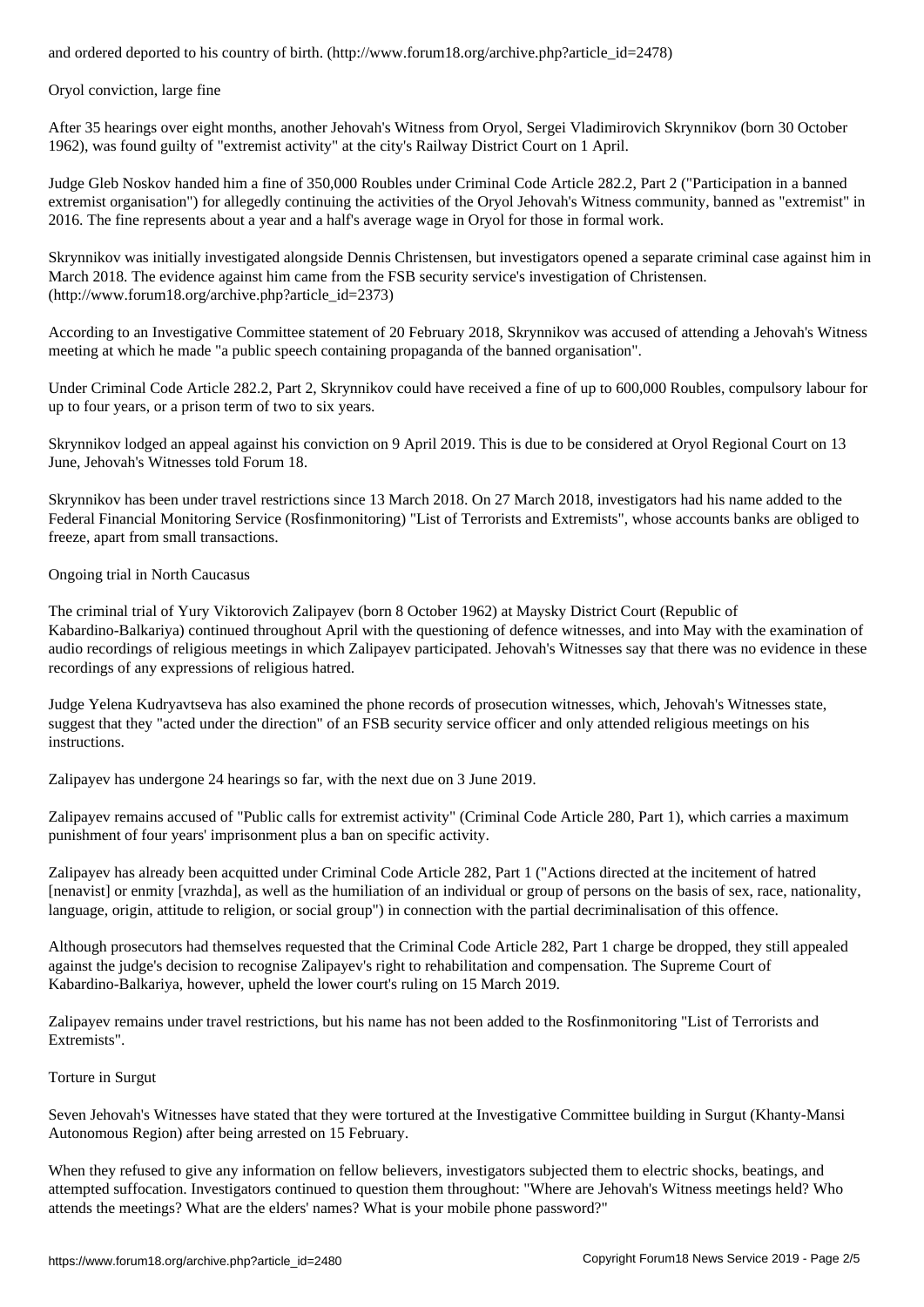and ordered deported to his country of birth. (http://www.forum18.org/archive.php?article_id=2478)

## Oryol conviction, large fine

After 35 hearings over eight months, another Jehovah's Witness from Oryol, Sergei Vladimirovich Skrynnikov (born 30 October 1962), was found guilty of "extremist activity" at the city's Railway District Court on 1 April.

Judge Gleb Noskov handed him a fine of 350,000 Roubles under Criminal Code Article 282.2, Part 2 ("Participation in a banned extremist organisation") for allegedly continuing the activities of the Oryol Jehovah's Witness community, banned as "extremist" in 2016. The fine represents about a year and a half's average wage in Oryol for those in formal work.

Skrynnikov was initially investigated alongside Dennis Christensen, but investigators opened a separate criminal case against him in March 2018. The evidence against him came from the FSB security service's investigation of Christensen. (http://www.forum18.org/archive.php?article_id=2373)

According to an Investigative Committee statement of 20 February 2018, Skrynnikov was accused of attending a Jehovah's Witness meeting at which he made "a public speech containing propaganda of the banned organisation".

Under Criminal Code Article 282.2, Part 2, Skrynnikov could have received a fine of up to 600,000 Roubles, compulsory labour for up to four years, or a prison term of two to six years.

Skrynnikov lodged an appeal against his conviction on 9 April 2019. This is due to be considered at Oryol Regional Court on 13 June, Jehovah's Witnesses told Forum 18.

Skrynnikov has been under travel restrictions since 13 March 2018. On 27 March 2018, investigators had his name added to the Federal Financial Monitoring Service (Rosfinmonitoring) "List of Terrorists and Extremists", whose accounts banks are obliged to freeze, apart from small transactions.

## Ongoing trial in North Caucasus

The criminal trial of Yury Viktorovich Zalipayev (born 8 October 1962) at Maysky District Court (Republic of Kabardino-Balkariya) continued throughout April with the questioning of defence witnesses, and into May with the examination of audio recordings of religious meetings in which Zalipayev participated. Jehovah's Witnesses say that there was no evidence in these recordings of any expressions of religious hatred.

Judge Yelena Kudryavtseva has also examined the phone records of prosecution witnesses, which, Jehovah's Witnesses state, suggest that they "acted under the direction" of an FSB security service officer and only attended religious meetings on his instructions.

Zalipayev has undergone 24 hearings so far, with the next due on 3 June 2019.

Zalipayev remains accused of "Public calls for extremist activity" (Criminal Code Article 280, Part 1), which carries a maximum punishment of four years' imprisonment plus a ban on specific activity.

Zalipayev has already been acquitted under Criminal Code Article 282, Part 1 ("Actions directed at the incitement of hatred [nenavist] or enmity [vrazhda], as well as the humiliation of an individual or group of persons on the basis of sex, race, nationality, language, origin, attitude to religion, or social group") in connection with the partial decriminalisation of this offence.

Although prosecutors had themselves requested that the Criminal Code Article 282, Part 1 charge be dropped, they still appealed against the judge's decision to recognise Zalipayev's right to rehabilitation and compensation. The Supreme Court of Kabardino-Balkariya, however, upheld the lower court's ruling on 15 March 2019.

Zalipayev remains under travel restrictions, but his name has not been added to the Rosfinmonitoring "List of Terrorists and Extremists".

## Torture in Surgut

Seven Jehovah's Witnesses have stated that they were tortured at the Investigative Committee building in Surgut (Khanty-Mansi Autonomous Region) after being arrested on 15 February.

When they refused to give any information on fellow believers, investigators subjected them to electric shocks, beatings, and attempted suffocation. Investigators continued to question them throughout: "Where are Jehovah's Witness meetings held? Who attends the meetings? What are the elders' names? What is your mobile phone password?"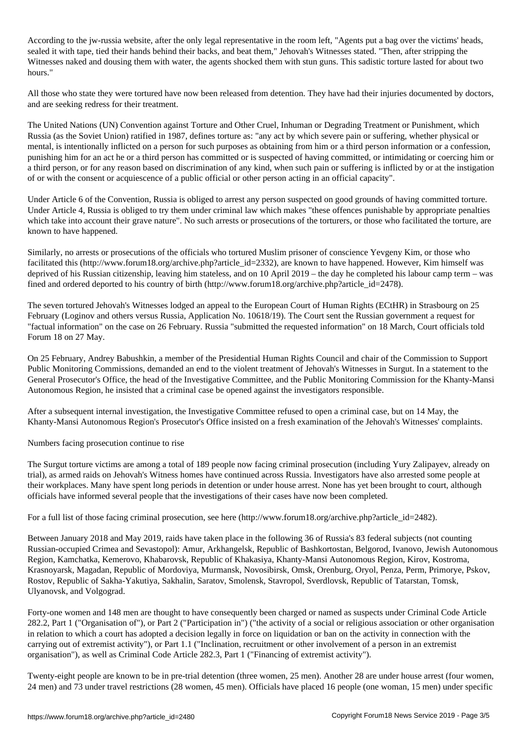According to the jw-russia website, after the only legal representative in the room left, "Agents put a bag over the victims' heads, sealed it with tape, tied their hands behind their backs, and beat them," Jehovah's Witnesses stated. "Then, after stripping the Witnesses naked and dousing them with water, the agents shocked them with stun guns. This sadistic torture lasted for about two hours."

All those who state they were tortured have now been released from detention. They have had their injuries documented by doctors, and are seeking redress for their treatment.

The United Nations (UN) Convention against Torture and Other Cruel, Inhuman or Degrading Treatment or Punishment, which Russia (as the Soviet Union) ratified in 1987, defines torture as: "any act by which severe pain or suffering, whether physical or mental, is intentionally inflicted on a person for such purposes as obtaining from him or a third person information or a confession, punishing him for an act he or a third person has committed or is suspected of having committed, or intimidating or coercing him or a third person, or for any reason based on discrimination of any kind, when such pain or suffering is inflicted by or at the instigation of or with the consent or acquiescence of a public official or other person acting in an official capacity".

Under Article 6 of the Convention, Russia is obliged to arrest any person suspected on good grounds of having committed torture. Under Article 4, Russia is obliged to try them under criminal law which makes "these offences punishable by appropriate penalties which take into account their grave nature". No such arrests or prosecutions of the torturers, or those who facilitated the torture, are known to have happened.

Similarly, no arrests or prosecutions of the officials who tortured Muslim prisoner of conscience Yevgeny Kim, or those who facilitated this (http://www.forum18.org/archive.php?article_id=2332), are known to have happened. However, Kim himself was deprived of his Russian citizenship, leaving him stateless, and on 10 April 2019 – the day he completed his labour camp term – was fined and ordered deported to his country of birth (http://www.forum18.org/archive.php?article_id=2478).

The seven tortured Jehovah's Witnesses lodged an appeal to the European Court of Human Rights (ECtHR) in Strasbourg on 25 February (Loginov and others versus Russia, Application No. 10618/19). The Court sent the Russian government a request for "factual information" on the case on 26 February. Russia "submitted the requested information" on 18 March, Court officials told Forum 18 on 27 May.

On 25 February, Andrey Babushkin, a member of the Presidential Human Rights Council and chair of the Commission to Support Public Monitoring Commissions, demanded an end to the violent treatment of Jehovah's Witnesses in Surgut. In a statement to the General Prosecutor's Office, the head of the Investigative Committee, and the Public Monitoring Commission for the Khanty-Mansi Autonomous Region, he insisted that a criminal case be opened against the investigators responsible.

After a subsequent internal investigation, the Investigative Committee refused to open a criminal case, but on 14 May, the Khanty-Mansi Autonomous Region's Prosecutor's Office insisted on a fresh examination of the Jehovah's Witnesses' complaints.

## Numbers facing prosecution continue to rise

The Surgut torture victims are among a total of 189 people now facing criminal prosecution (including Yury Zalipayev, already on trial), as armed raids on Jehovah's Witness homes have continued across Russia. Investigators have also arrested some people at their workplaces. Many have spent long periods in detention or under house arrest. None has yet been brought to court, although officials have informed several people that the investigations of their cases have now been completed.

For a full list of those facing criminal prosecution, see here (http://www.forum18.org/archive.php?article_id=2482).

Between January 2018 and May 2019, raids have taken place in the following 36 of Russia's 83 federal subjects (not counting Russian-occupied Crimea and Sevastopol): Amur, Arkhangelsk, Republic of Bashkortostan, Belgorod, Ivanovo, Jewish Autonomous Region, Kamchatka, Kemerovo, Khabarovsk, Republic of Khakasiya, Khanty-Mansi Autonomous Region, Kirov, Kostroma, Krasnoyarsk, Magadan, Republic of Mordoviya, Murmansk, Novosibirsk, Omsk, Orenburg, Oryol, Penza, Perm, Primorye, Pskov, Rostov, Republic of Sakha-Yakutiya, Sakhalin, Saratov, Smolensk, Stavropol, Sverdlovsk, Republic of Tatarstan, Tomsk, Ulyanovsk, and Volgograd.

Forty-one women and 148 men are thought to have consequently been charged or named as suspects under Criminal Code Article 282.2, Part 1 ("Organisation of"), or Part 2 ("Participation in") ("the activity of a social or religious association or other organisation in relation to which a court has adopted a decision legally in force on liquidation or ban on the activity in connection with the carrying out of extremist activity"), or Part 1.1 ("Inclination, recruitment or other involvement of a person in an extremist organisation"), as well as Criminal Code Article 282.3, Part 1 ("Financing of extremist activity").

Twenty-eight people are known to be in pre-trial detention (three women, 25 men). Another 28 are under house arrest (four women, 24 men) and 73 under travel restrictions (28 women, 45 men). Officials have placed 16 people (one woman, 15 men) under specific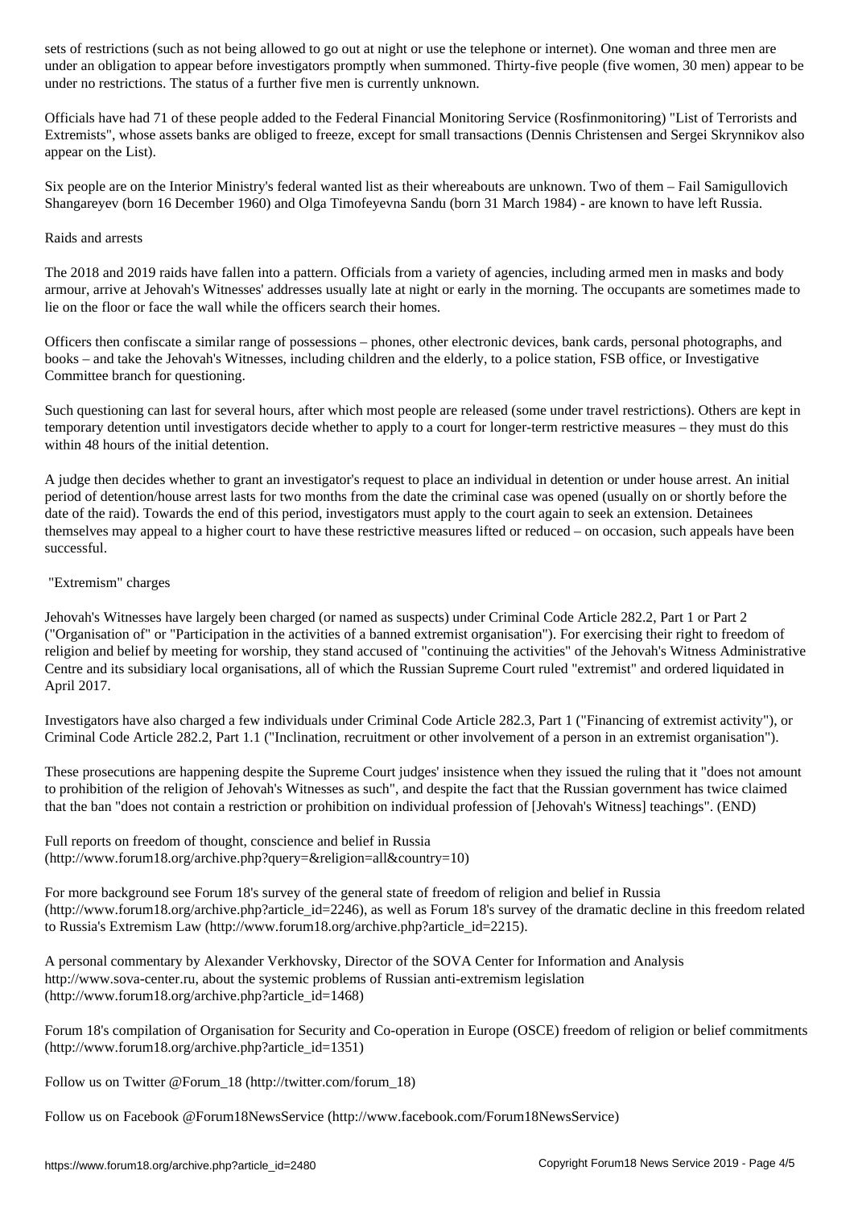sets of restrictions (such as not being allowed to go out at night or use the telephone or internet). One woman and three men are under an obligation to appear before investigators promptly when summoned. Thirty-five people (five women, 30 men) appear to be under no restrictions. The status of a further five men is currently unknown.

Officials have had 71 of these people added to the Federal Financial Monitoring Service (Rosfinmonitoring) "List of Terrorists and Extremists", whose assets banks are obliged to freeze, except for small transactions (Dennis Christensen and Sergei Skrynnikov also appear on the List).

Six people are on the Interior Ministry's federal wanted list as their whereabouts are unknown. Two of them – Fail Samigullovich Shangareyev (born 16 December 1960) and Olga Timofeyevna Sandu (born 31 March 1984) - are known to have left Russia.

Raids and arrests

The 2018 and 2019 raids have fallen into a pattern. Officials from a variety of agencies, including armed men in masks and body armour, arrive at Jehovah's Witnesses' addresses usually late at night or early in the morning. The occupants are sometimes made to lie on the floor or face the wall while the officers search their homes.

Officers then confiscate a similar range of possessions – phones, other electronic devices, bank cards, personal photographs, and books – and take the Jehovah's Witnesses, including children and the elderly, to a police station, FSB office, or Investigative Committee branch for questioning.

Such questioning can last for several hours, after which most people are released (some under travel restrictions). Others are kept in temporary detention until investigators decide whether to apply to a court for longer-term restrictive measures – they must do this within 48 hours of the initial detention.

A judge then decides whether to grant an investigator's request to place an individual in detention or under house arrest. An initial period of detention/house arrest lasts for two months from the date the criminal case was opened (usually on or shortly before the date of the raid). Towards the end of this period, investigators must apply to the court again to seek an extension. Detainees themselves may appeal to a higher court to have these restrictive measures lifted or reduced – on occasion, such appeals have been successful.

"Extremism" charges

Jehovah's Witnesses have largely been charged (or named as suspects) under Criminal Code Article 282.2, Part 1 or Part 2 ("Organisation of" or "Participation in the activities of a banned extremist organisation"). For exercising their right to freedom of religion and belief by meeting for worship, they stand accused of "continuing the activities" of the Jehovah's Witness Administrative Centre and its subsidiary local organisations, all of which the Russian Supreme Court ruled "extremist" and ordered liquidated in April 2017.

Investigators have also charged a few individuals under Criminal Code Article 282.3, Part 1 ("Financing of extremist activity"), or Criminal Code Article 282.2, Part 1.1 ("Inclination, recruitment or other involvement of a person in an extremist organisation").

These prosecutions are happening despite the Supreme Court judges' insistence when they issued the ruling that it "does not amount to prohibition of the religion of Jehovah's Witnesses as such", and despite the fact that the Russian government has twice claimed that the ban "does not contain a restriction or prohibition on individual profession of [Jehovah's Witness] teachings". (END)

Full reports on freedom of thought, conscience and belief in Russia
(http://www.forum18.org/archive.php?query=&religion=all&country=10)

For more background see Forum 18's survey of the general state of freedom of religion and belief in Russia (http://www.forum18.org/archive.php?article_id=2246), as well as Forum 18's survey of the dramatic decline in this freedom related to Russia's Extremism Law (http://www.forum18.org/archive.php?article_id=2215).

A personal commentary by Alexander Verkhovsky, Director of the SOVA Center for Information and Analysis http://www.sova-center.ru, about the systemic problems of Russian anti-extremism legislation
(http://www.forum18.org/archive.php?article_id=1468)

Forum 18's compilation of Organisation for Security and Co-operation in Europe (OSCE) freedom of religion or belief commitments (http://www.forum18.org/archive.php?article_id=1351)

Follow us on Twitter @Forum_18 (http://twitter.com/forum_18)

Follow us on Facebook @Forum18NewsService (http://www.facebook.com/Forum18NewsService)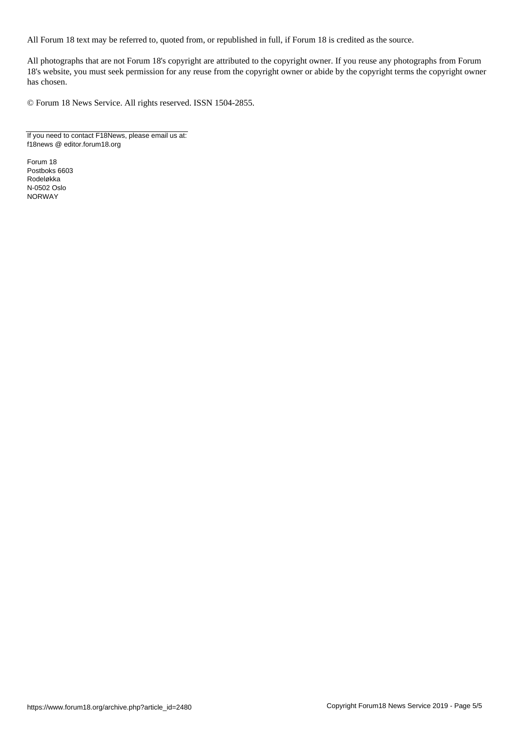All Forum 18 text may be referred to, quoted from, or republished in full, if Forum 18 is credited as the source.

All photographs that are not Forum 18's copyright are attributed to the copyright owner. If you reuse any photographs from Forum 18's website, you must seek permission for any reuse from the copyright owner or abide by the copyright terms the copyright owner has chosen.

© Forum 18 News Service. All rights reserved. ISSN 1504-2855.

If you need to contact F18News, please email us at:
f18news @ editor.forum18.org

Forum 18
Postboks 6603
Rodeløkka
N-0502 Oslo
NORWAY